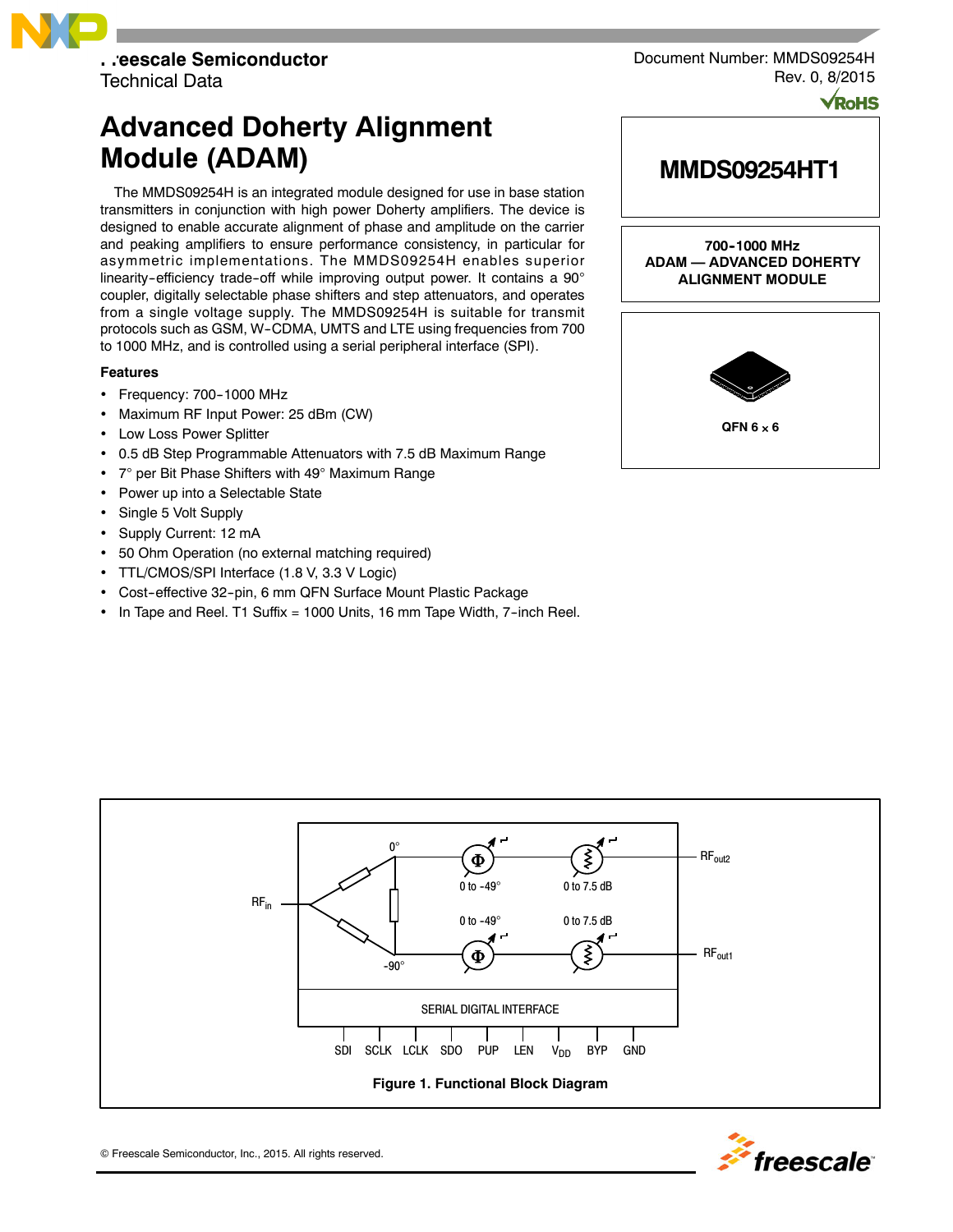Freescale Semiconductor
Technical Data

Document Number: MMDS09254H
Rev. 0, 8/2015

# Advanced Doherty Alignment Module (ADAM)

**MMDS09254HT1**

**700-1000 MHz**
**ADAM — ADVANCED DOHERTY ALIGNMENT MODULE**

**QFN 6 × 6**

The MMDS09254H is an integrated module designed for use in base station transmitters in conjunction with high power Doherty amplifiers. The device is designed to enable accurate alignment of phase and amplitude on the carrier and peaking amplifiers to ensure performance consistency, in particular for asymmetric implementations. The MMDS09254H enables superior linearity-efficiency trade-off while improving output power. It contains a 90° coupler, digitally selectable phase shifters and step attenuators, and operates from a single voltage supply. The MMDS09254H is suitable for transmit protocols such as GSM, W-CDMA, UMTS and LTE using frequencies from 700 to 1000 MHz, and is controlled using a serial peripheral interface (SPI).

## Features

- Frequency: 700-1000 MHz
- Maximum RF Input Power: 25 dBm (CW)
- Low Loss Power Splitter
- 0.5 dB Step Programmable Attenuators with 7.5 dB Maximum Range
- 7° per Bit Phase Shifters with 49° Maximum Range
- Power up into a Selectable State
- Single 5 Volt Supply
- Supply Current: 12 mA
- 50 Ohm Operation (no external matching required)
- TTL/CMOS/SPI Interface (1.8 V, 3.3 V Logic)
- Cost-effective 32-pin, 6 mm QFN Surface Mount Plastic Package
- In Tape and Reel. T1 Suffix = 1000 Units, 16 mm Tape Width, 7-inch Reel.

**Figure 1. Functional Block Diagram**

© Freescale Semiconductor, Inc., 2015. All rights reserved.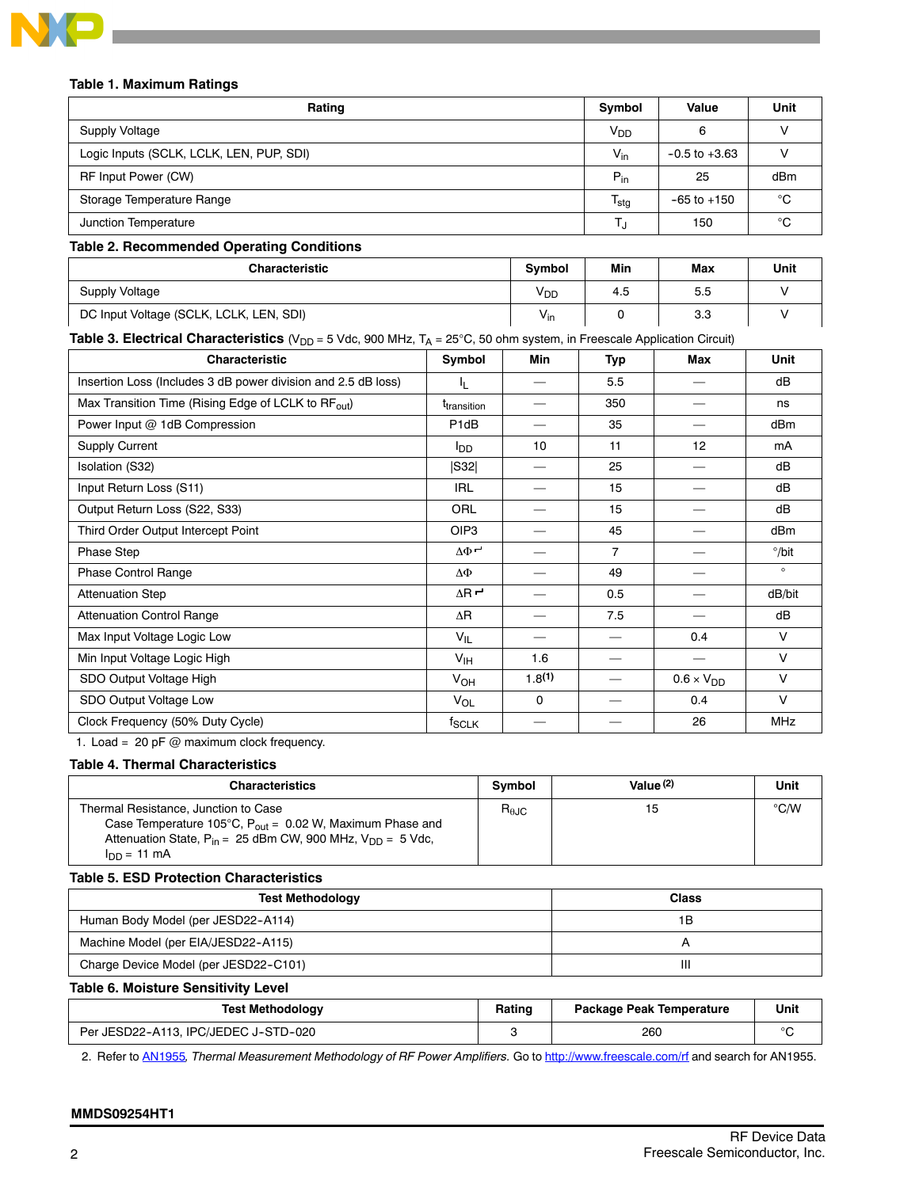**Table 1. Maximum Ratings**

| Rating | Symbol | Value | Unit |
|---|---|---|---|
| Supply Voltage | $V_{DD}$ | 6 | V |
| Logic Inputs (SCLK, LCLK, LEN, PUP, SDI) | $V_{in}$ | -0.5 to +3.63 | V |
| RF Input Power (CW) | $P_{in}$ | 25 | dBm |
| Storage Temperature Range | $T_{stg}$ | -65 to +150 | °C |
| Junction Temperature | $T_J$ | 150 | °C |

**Table 2. Recommended Operating Conditions**

| Characteristic | Symbol | Min | Max | Unit |
|---|---|---|---|---|
| Supply Voltage | $V_{DD}$ | 4.5 | 5.5 | V |
| DC Input Voltage (SCLK, LCLK, LEN, SDI) | $V_{in}$ | 0 | 3.3 | V |

**Table 3. Electrical Characteristics** ($V_{DD}$ = 5 Vdc, 900 MHz, $T_A$ = 25°C, 50 ohm system, in Freescale Application Circuit)

| Characteristic | Symbol | Min | Typ | Max | Unit |
|---|---|---|---|---|---|
| Insertion Loss (Includes 3 dB power division and 2.5 dB loss) | $I_L$ | — | 5.5 | — | dB |
| Max Transition Time (Rising Edge of LCLK to $RF_{out}$) | $t_{transition}$ | — | 350 | — | ns |
| Power Input @ 1dB Compression | P1dB | — | 35 | — | dBm |
| Supply Current | $I_{DD}$ | 10 | 11 | 12 | mA |
| Isolation (S32) | \|S32\| | — | 25 | — | dB |
| Input Return Loss (S11) | IRL | — | 15 | — | dB |
| Output Return Loss (S22, S33) | ORL | — | 15 | — | dB |
| Third Order Output Intercept Point | OIP3 | — | 45 | — | dBm |
| Phase Step | $\Delta\Phi$ | — | 7 | — | °/bit |
| Phase Control Range | $\Delta\Phi$ | — | 49 | — | ° |
| Attenuation Step | $\Delta R$ | — | 0.5 | — | dB/bit |
| Attenuation Control Range | $\Delta R$ | — | 7.5 | — | dB |
| Max Input Voltage Logic Low | $V_{IL}$ | — | — | 0.4 | V |
| Min Input Voltage Logic High | $V_{IH}$ | 1.6 | — | — | V |
| SDO Output Voltage High | $V_{OH}$ | 1.8(1) | — | 0.6 × $V_{DD}$ | V |
| SDO Output Voltage Low | $V_{OL}$ | 0 | — | 0.4 | V |
| Clock Frequency (50% Duty Cycle) | $f_{SCLK}$ | — | — | 26 | MHz |

1. Load = 20 pF @ maximum clock frequency.

**Table 4. Thermal Characteristics**

| Characteristics | Symbol | Value (2) | Unit |
|---|---|---|---|
| Thermal Resistance, Junction to Case<br>Case Temperature 105°C, $P_{out}$ = 0.02 W, Maximum Phase and Attenuation State, $P_{in}$ = 25 dBm CW, 900 MHz, $V_{DD}$ = 5 Vdc, $I_{DD}$ = 11 mA | $R_{\theta JC}$ | 15 | °C/W |

**Table 5. ESD Protection Characteristics**

| Test Methodology | Class |
|---|---|
| Human Body Model (per JESD22-A114) | 1B |
| Machine Model (per EIA/JESD22-A115) | A |
| Charge Device Model (per JESD22-C101) | III |

**Table 6. Moisture Sensitivity Level**

| Test Methodology | Rating | Package Peak Temperature | Unit |
|---|---|---|---|
| Per JESD22-A113, IPC/JEDEC J-STD-020 | 3 | 260 | °C |

2. Refer to AN1955, *Thermal Measurement Methodology of RF Power Amplifiers.* Go to http://www.freescale.com/rf and search for AN1955.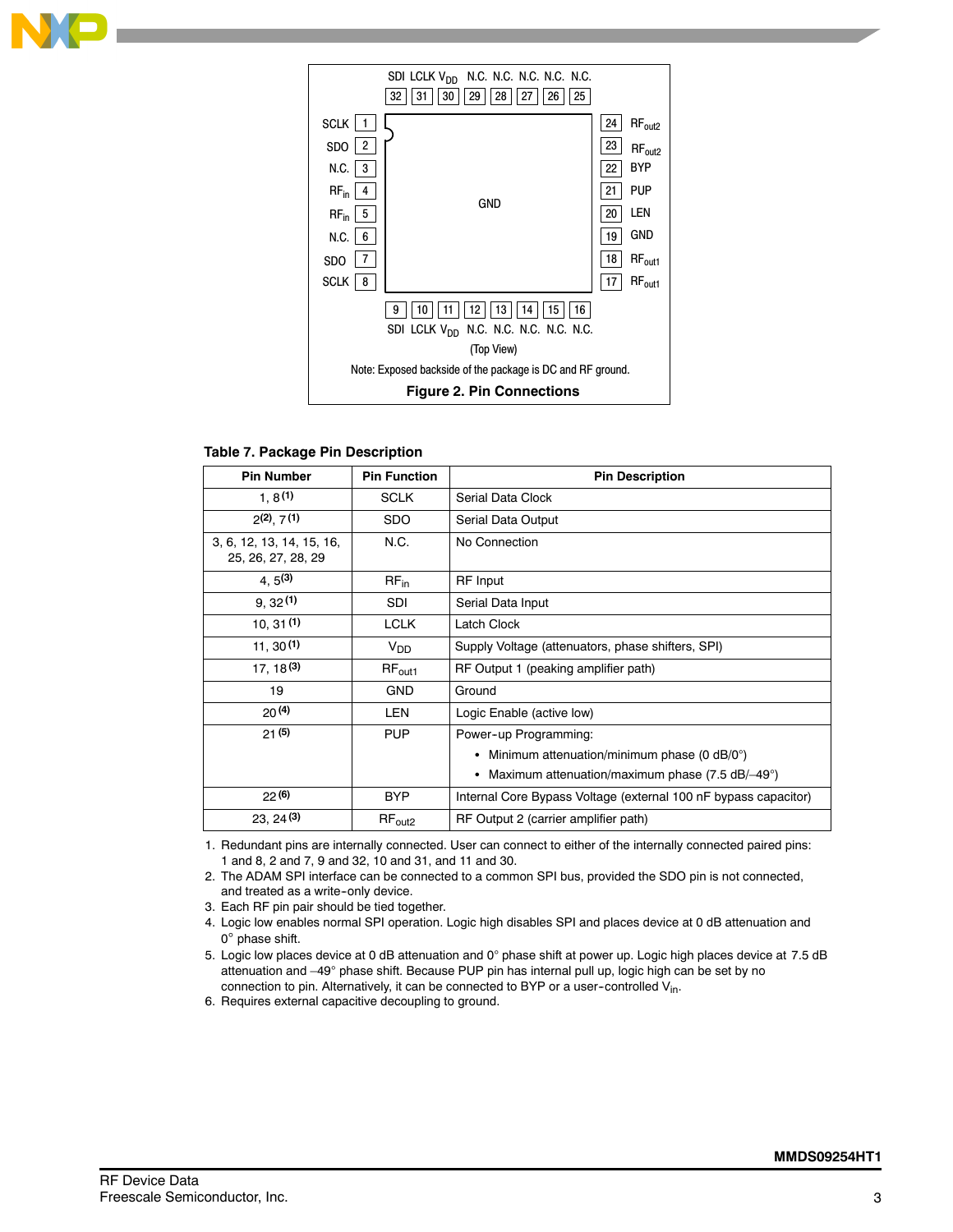Figure 2 pin-connection diagram (QFN package, top view):

| Pin | Function | Pin | Function |
|---|---|---|---|
| 1 | SCLK | 17 | $RF_{out1}$ |
| 2 | SDO | 18 | $RF_{out1}$ |
| 3 | N.C. | 19 | GND |
| 4 | $RF_{in}$ | 20 | LEN |
| 5 | $RF_{in}$ | 21 | PUP |
| 6 | N.C. | 22 | BYP |
| 7 | SDO | 23 | $RF_{out2}$ |
| 8 | SCLK | 24 | $RF_{out2}$ |
| 9 | SDI | 25 | N.C. |
| 10 | LCLK | 26 | N.C. |
| 11 | $V_{DD}$ | 27 | N.C. |
| 12 | N.C. | 28 | N.C. |
| 13 | N.C. | 29 | N.C. |
| 14 | N.C. | 30 | $V_{DD}$ |
| 15 | N.C. | 31 | LCLK |
| 16 | N.C. | 32 | SDI |

Center pad: GND

(Top View)

Note: Exposed backside of the package is DC and RF ground.

**Figure 2. Pin Connections**

**Table 7. Package Pin Description**

| Pin Number | Pin Function | Pin Description |
|---|---|---|
| 1, 8 (1) | SCLK | Serial Data Clock |
| 2(2), 7 (1) | SDO | Serial Data Output |
| 3, 6, 12, 13, 14, 15, 16, 25, 26, 27, 28, 29 | N.C. | No Connection |
| 4, 5(3) | $RF_{in}$ | RF Input |
| 9, 32 (1) | SDI | Serial Data Input |
| 10, 31 (1) | LCLK | Latch Clock |
| 11, 30 (1) | $V_{DD}$ | Supply Voltage (attenuators, phase shifters, SPI) |
| 17, 18 (3) | $RF_{out1}$ | RF Output 1 (peaking amplifier path) |
| 19 | GND | Ground |
| 20 (4) | LEN | Logic Enable (active low) |
| 21 (5) | PUP | Power-up Programming:<br>• Minimum attenuation/minimum phase (0 dB/0°)<br>• Maximum attenuation/maximum phase (7.5 dB/–49°) |
| 22 (6) | BYP | Internal Core Bypass Voltage (external 100 nF bypass capacitor) |
| 23, 24 (3) | $RF_{out2}$ | RF Output 2 (carrier amplifier path) |

1. Redundant pins are internally connected. User can connect to either of the internally connected paired pins: 1 and 8, 2 and 7, 9 and 32, 10 and 31, and 11 and 30.
2. The ADAM SPI interface can be connected to a common SPI bus, provided the SDO pin is not connected, and treated as a write-only device.
3. Each RF pin pair should be tied together.
4. Logic low enables normal SPI operation. Logic high disables SPI and places device at 0 dB attenuation and 0° phase shift.
5. Logic low places device at 0 dB attenuation and 0° phase shift at power up. Logic high places device at 7.5 dB attenuation and –49° phase shift. Because PUP pin has internal pull up, logic high can be set by no connection to pin. Alternatively, it can be connected to BYP or a user-controlled $V_{in}$.
6. Requires external capacitive decoupling to ground.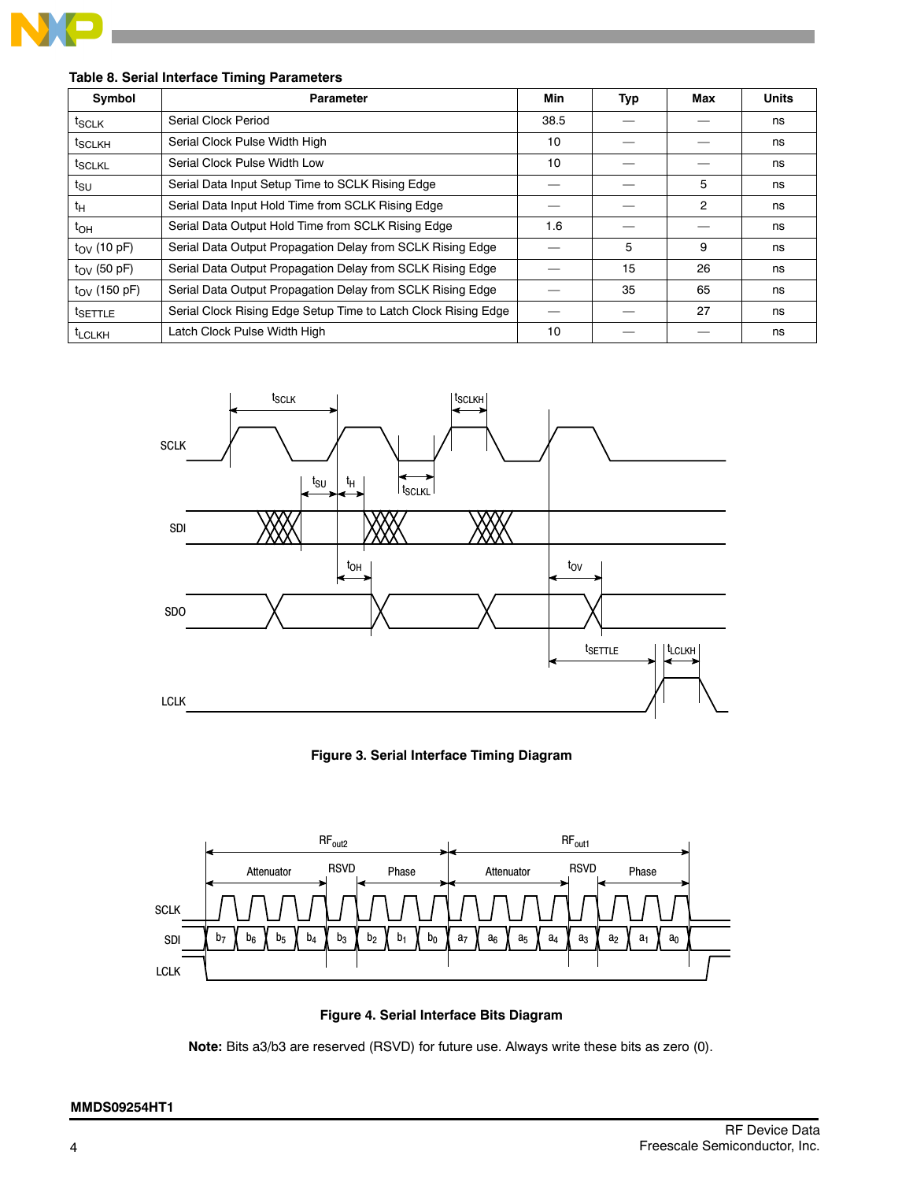**Table 8. Serial Interface Timing Parameters**

| Symbol | Parameter | Min | Typ | Max | Units |
|---|---|---|---|---|---|
| $t_{SCLK}$ | Serial Clock Period | 38.5 | — | — | ns |
| $t_{SCLKH}$ | Serial Clock Pulse Width High | 10 | — | — | ns |
| $t_{SCLKL}$ | Serial Clock Pulse Width Low | 10 | — | — | ns |
| $t_{SU}$ | Serial Data Input Setup Time to SCLK Rising Edge | — | — | 5 | ns |
| $t_H$ | Serial Data Input Hold Time from SCLK Rising Edge | — | — | 2 | ns |
| $t_{OH}$ | Serial Data Output Hold Time from SCLK Rising Edge | 1.6 | — | — | ns |
| $t_{OV}$ (10 pF) | Serial Data Output Propagation Delay from SCLK Rising Edge | — | 5 | 9 | ns |
| $t_{OV}$ (50 pF) | Serial Data Output Propagation Delay from SCLK Rising Edge | — | 15 | 26 | ns |
| $t_{OV}$ (150 pF) | Serial Data Output Propagation Delay from SCLK Rising Edge | — | 35 | 65 | ns |
| $t_{SETTLE}$ | Serial Clock Rising Edge Setup Time to Latch Clock Rising Edge | — | — | 27 | ns |
| $t_{LCLKH}$ | Latch Clock Pulse Width High | 10 | — | — | ns |

**Figure 3. Serial Interface Timing Diagram**

**Figure 4. Serial Interface Bits Diagram**

**Note:** Bits a3/b3 are reserved (RSVD) for future use. Always write these bits as zero (0).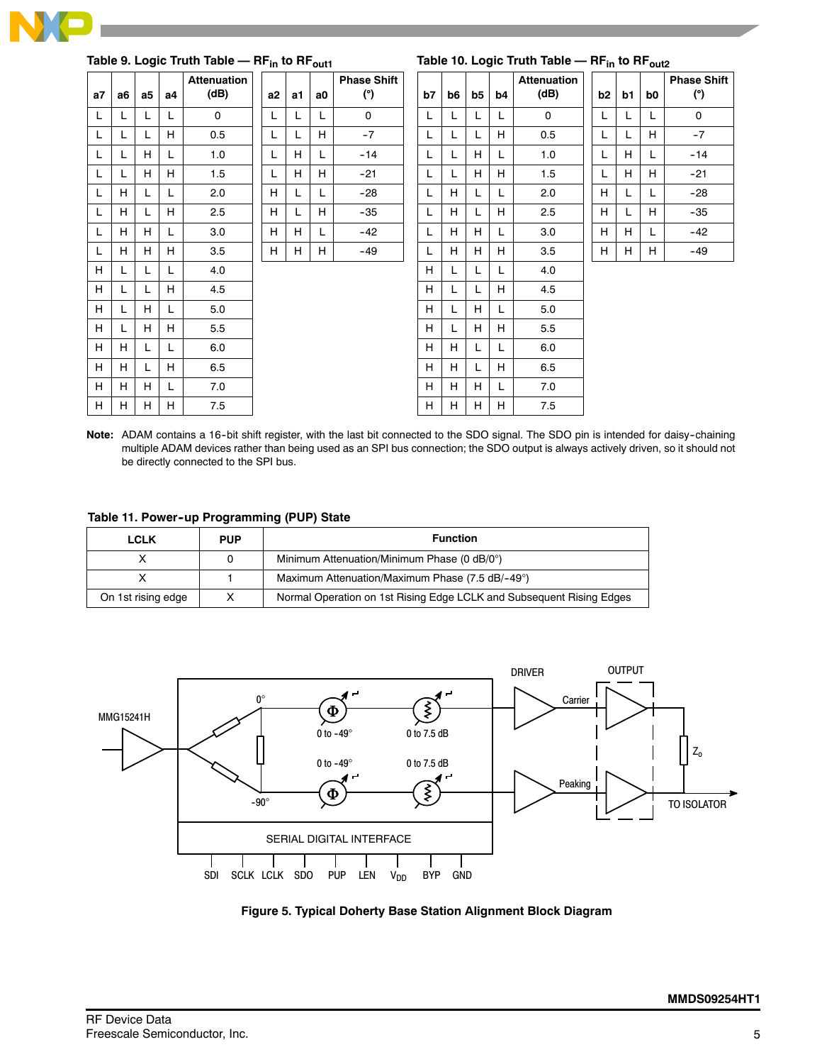**Table 9. Logic Truth Table — $RF_{in}$ to $RF_{out1}$**

| a7 | a6 | a5 | a4 | Attenuation (dB) |
|---|---|---|---|---|
| L | L | L | L | 0 |
| L | L | L | H | 0.5 |
| L | L | H | L | 1.0 |
| L | L | H | H | 1.5 |
| L | H | L | L | 2.0 |
| L | H | L | H | 2.5 |
| L | H | H | L | 3.0 |
| L | H | H | H | 3.5 |
| H | L | L | L | 4.0 |
| H | L | L | H | 4.5 |
| H | L | H | L | 5.0 |
| H | L | H | H | 5.5 |
| H | H | L | L | 6.0 |
| H | H | L | H | 6.5 |
| H | H | H | L | 7.0 |
| H | H | H | H | 7.5 |

| a2 | a1 | a0 | Phase Shift (°) |
|---|---|---|---|
| L | L | L | 0 |
| L | L | H | -7 |
| L | H | L | -14 |
| L | H | H | -21 |
| H | L | L | -28 |
| H | L | H | -35 |
| H | H | L | -42 |
| H | H | H | -49 |

**Table 10. Logic Truth Table — $RF_{in}$ to $RF_{out2}$**

| b7 | b6 | b5 | b4 | Attenuation (dB) |
|---|---|---|---|---|
| L | L | L | L | 0 |
| L | L | L | H | 0.5 |
| L | L | H | L | 1.0 |
| L | L | H | H | 1.5 |
| L | H | L | L | 2.0 |
| L | H | L | H | 2.5 |
| L | H | H | L | 3.0 |
| L | H | H | H | 3.5 |
| H | L | L | L | 4.0 |
| H | L | L | H | 4.5 |
| H | L | H | L | 5.0 |
| H | L | H | H | 5.5 |
| H | H | L | L | 6.0 |
| H | H | L | H | 6.5 |
| H | H | H | L | 7.0 |
| H | H | H | H | 7.5 |

| b2 | b1 | b0 | Phase Shift (°) |
|---|---|---|---|
| L | L | L | 0 |
| L | L | H | -7 |
| L | H | L | -14 |
| L | H | H | -21 |
| H | L | L | -28 |
| H | L | H | -35 |
| H | H | L | -42 |
| H | H | H | -49 |

**Note:** ADAM contains a 16-bit shift register, with the last bit connected to the SDO signal. The SDO pin is intended for daisy-chaining multiple ADAM devices rather than being used as an SPI bus connection; the SDO output is always actively driven, so it should not be directly connected to the SPI bus.

**Table 11. Power-up Programming (PUP) State**

| LCLK | PUP | Function |
|---|---|---|
| X | 0 | Minimum Attenuation/Minimum Phase (0 dB/0°) |
| X | 1 | Maximum Attenuation/Maximum Phase (7.5 dB/-49°) |
| On 1st rising edge | X | Normal Operation on 1st Rising Edge LCLK and Subsequent Rising Edges |

**Figure 5. Typical Doherty Base Station Alignment Block Diagram**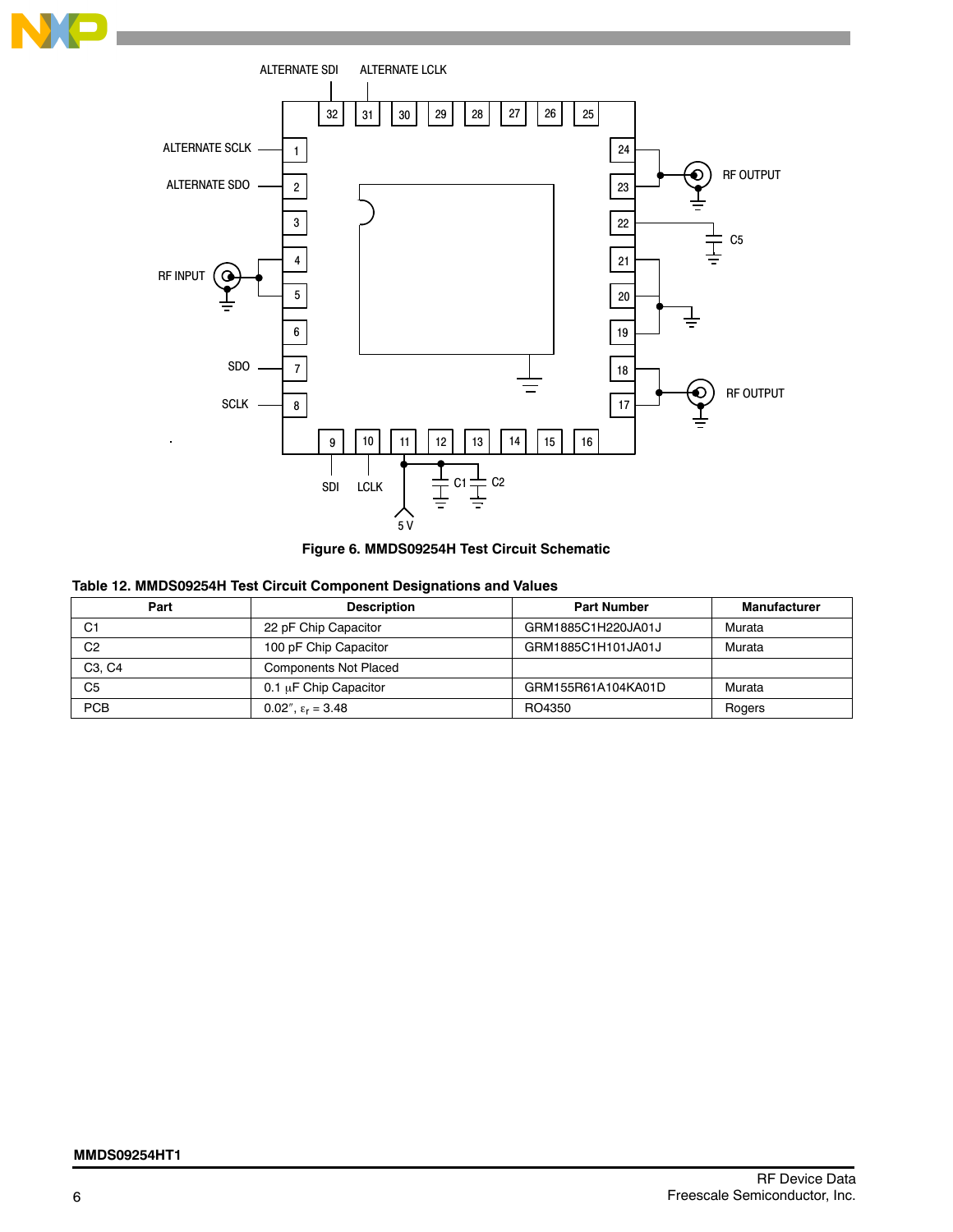Figure 6. MMDS09254H Test Circuit Schematic

### Table 12. MMDS09254H Test Circuit Component Designations and Values

| Part | Description | Part Number | Manufacturer |
|---|---|---|---|
| C1 | 22 pF Chip Capacitor | GRM1885C1H220JA01J | Murata |
| C2 | 100 pF Chip Capacitor | GRM1885C1H101JA01J | Murata |
| C3, C4 | Components Not Placed | | |
| C5 | 0.1 μF Chip Capacitor | GRM155R61A104KA01D | Murata |
| PCB | 0.02″, $\varepsilon_r$ = 3.48 | RO4350 | Rogers |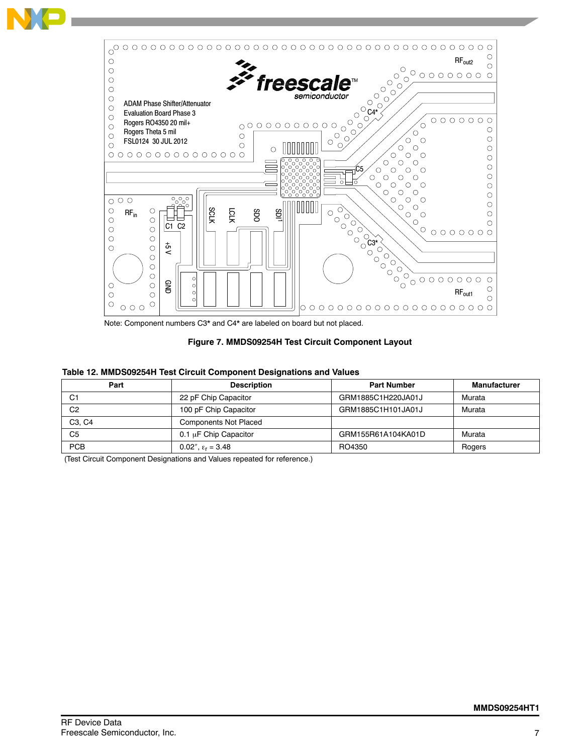Note: Component numbers C3* and C4* are labeled on board but not placed.

**Figure 7. MMDS09254H Test Circuit Component Layout**

**Table 12. MMDS09254H Test Circuit Component Designations and Values**

| Part | Description | Part Number | Manufacturer |
|---|---|---|---|
| C1 | 22 pF Chip Capacitor | GRM1885C1H220JA01J | Murata |
| C2 | 100 pF Chip Capacitor | GRM1885C1H101JA01J | Murata |
| C3, C4 | Components Not Placed | | |
| C5 | 0.1 μF Chip Capacitor | GRM155R61A104KA01D | Murata |
| PCB | 0.02″, $\varepsilon_r$ = 3.48 | RO4350 | Rogers |

(Test Circuit Component Designations and Values repeated for reference.)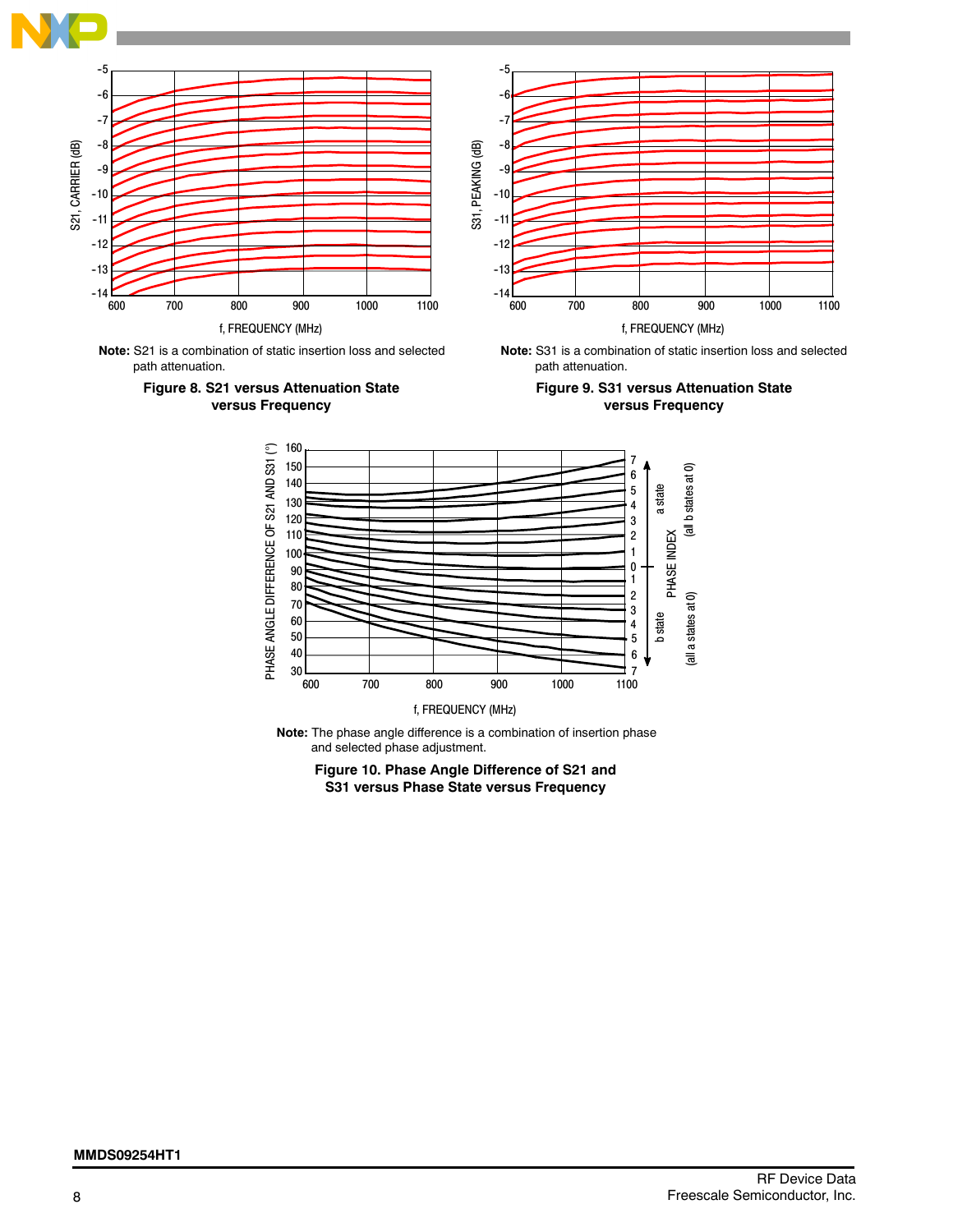**Note:** S21 is a combination of static insertion loss and selected path attenuation.

**Figure 8. S21 versus Attenuation State versus Frequency**

**Note:** S31 is a combination of static insertion loss and selected path attenuation.

**Figure 9. S31 versus Attenuation State versus Frequency**

**Note:** The phase angle difference is a combination of insertion phase and selected phase adjustment.

**Figure 10. Phase Angle Difference of S21 and S31 versus Phase State versus Frequency**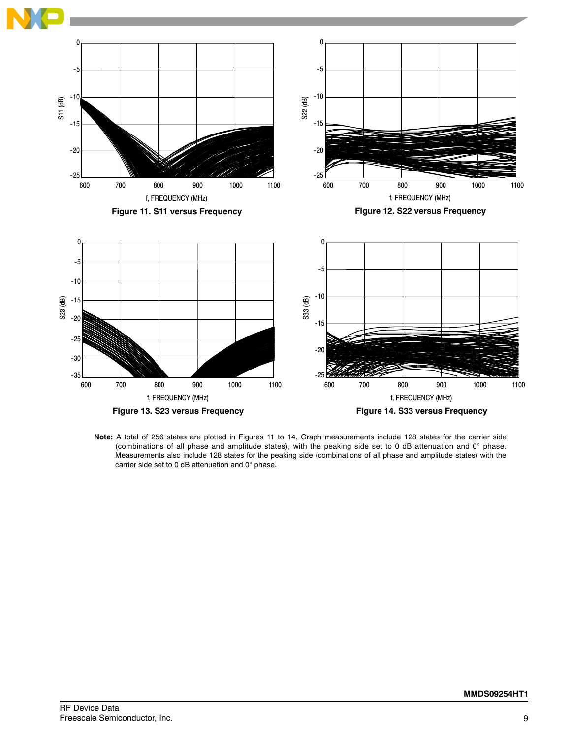Figure 11. S11 versus Frequency

Figure 12. S22 versus Frequency

Figure 13. S23 versus Frequency

Figure 14. S33 versus Frequency

**Note:** A total of 256 states are plotted in Figures 11 to 14. Graph measurements include 128 states for the carrier side (combinations of all phase and amplitude states), with the peaking side set to 0 dB attenuation and 0° phase. Measurements also include 128 states for the peaking side (combinations of all phase and amplitude states) with the carrier side set to 0 dB attenuation and 0° phase.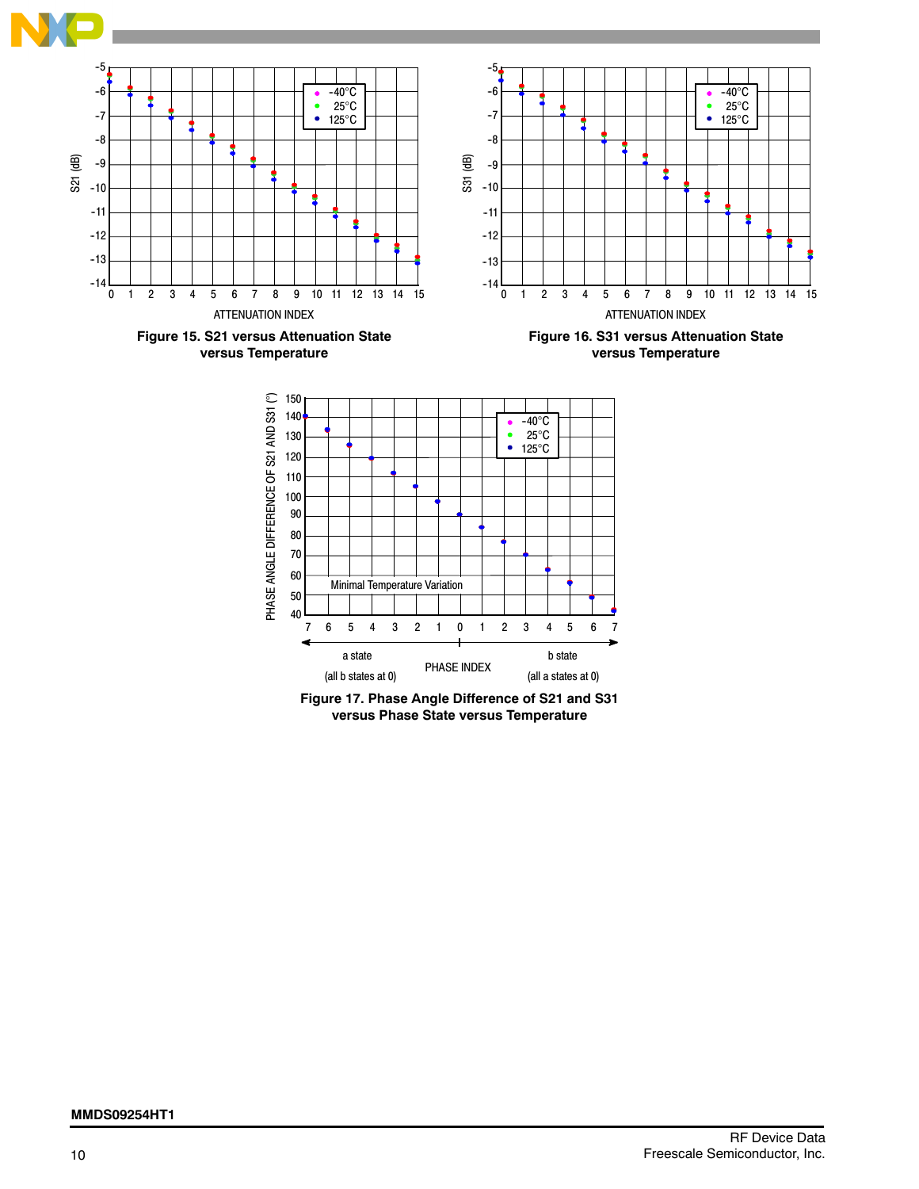**Figure 15. S21 versus Attenuation State versus Temperature**

**Figure 16. S31 versus Attenuation State versus Temperature**

**Figure 17. Phase Angle Difference of S21 and S31 versus Phase State versus Temperature**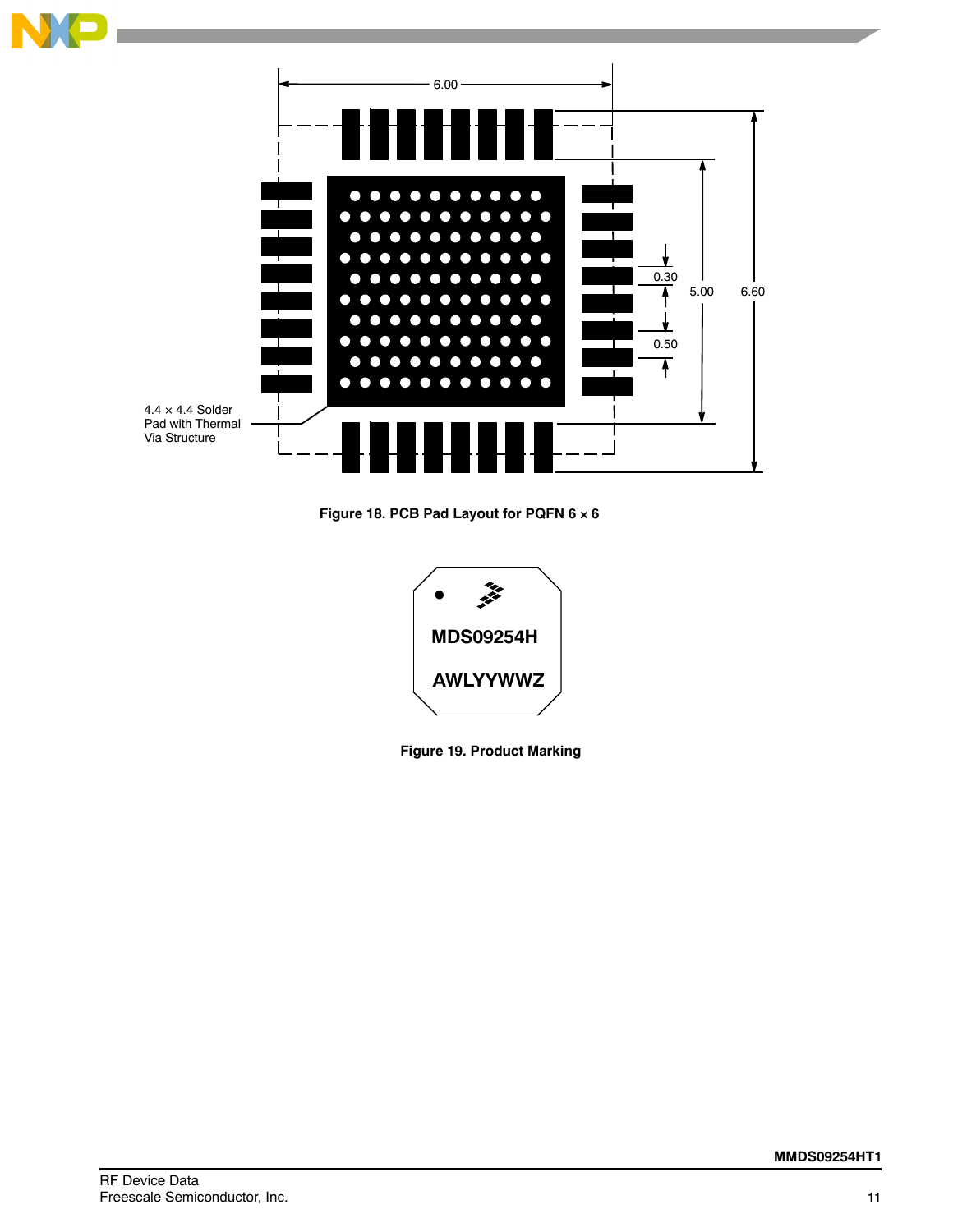6.00

0.30

5.00

6.60

0.50

4.4 × 4.4 Solder Pad with Thermal Via Structure

**Figure 18. PCB Pad Layout for PQFN 6 × 6**

MDS09254H

AWLYYWWZ

**Figure 19. Product Marking**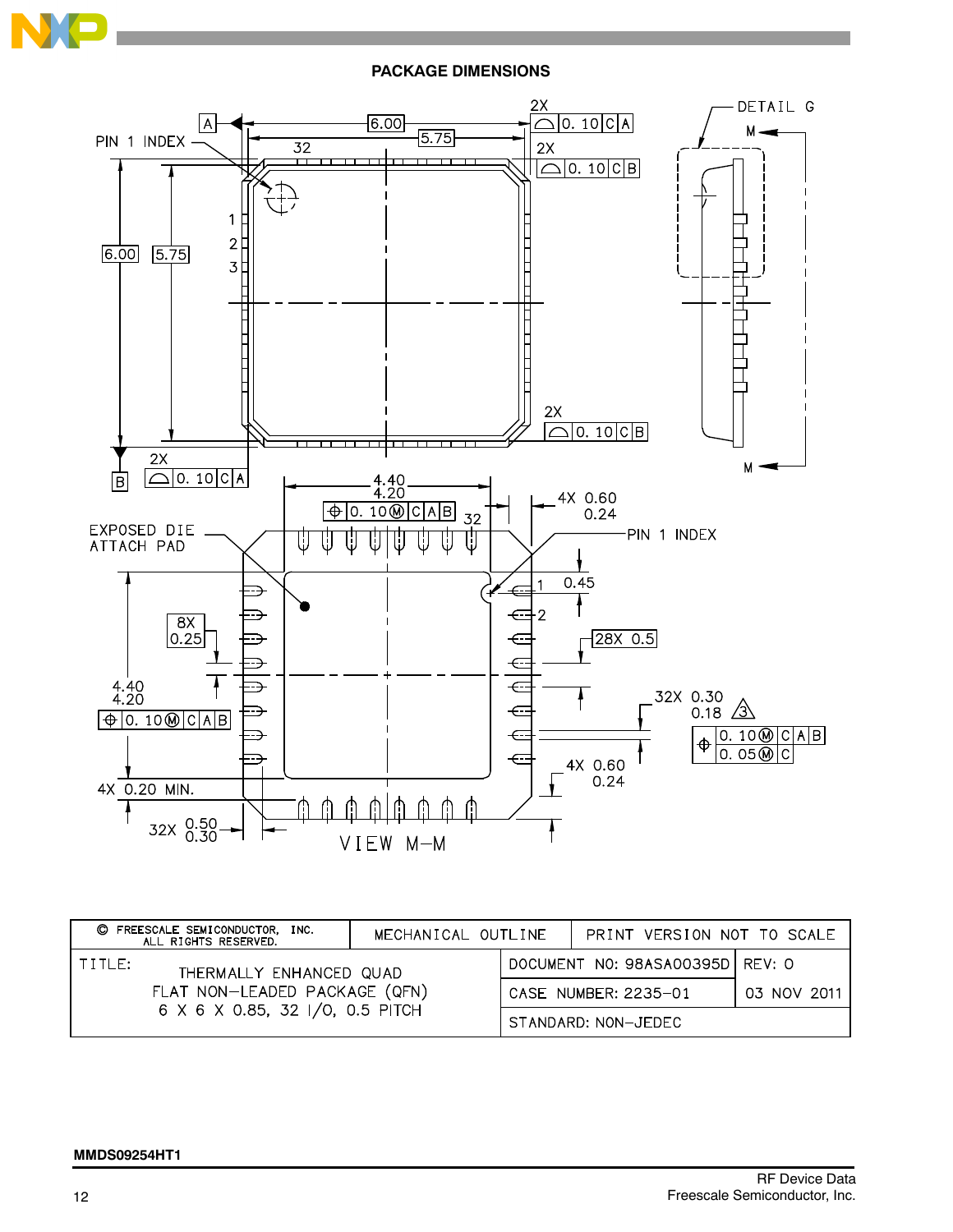## PACKAGE DIMENSIONS

| © FREESCALE SEMICONDUCTOR, INC. ALL RIGHTS RESERVED. | MECHANICAL OUTLINE | PRINT VERSION NOT TO SCALE |
|---|---|---|
| TITLE: THERMALLY ENHANCED QUAD FLAT NON–LEADED PACKAGE (QFN) 6 X 6 X 0.85, 32 I/O, 0.5 PITCH | DOCUMENT NO: 98ASA00395D | REV: 0 |
| | CASE NUMBER: 2235–01 | 03 NOV 2011 |
| | STANDARD: NON–JEDEC | |

MMDS09254HT1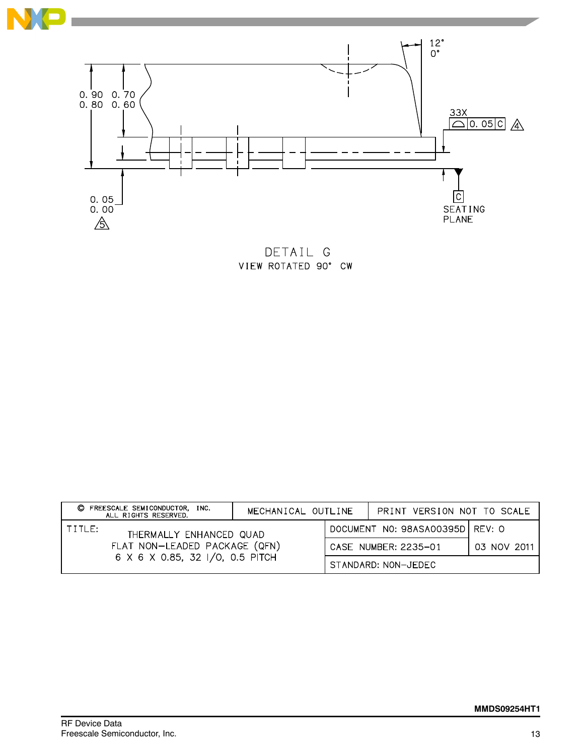0.90
0.80

0.70
0.60

12°
0°

33X

0.05 C

4

0.05
0.00

5

C

SEATING PLANE

DETAIL G

VIEW ROTATED 90° CW

| © FREESCALE SEMICONDUCTOR, INC. ALL RIGHTS RESERVED. | MECHANICAL OUTLINE | PRINT VERSION NOT TO SCALE | |
|---|---|---|---|
| TITLE: THERMALLY ENHANCED QUAD FLAT NON-LEADED PACKAGE (QFN) 6 X 6 X 0.85, 32 I/O, 0.5 PITCH | | DOCUMENT NO: 98ASA00395D | REV: O |
| | | CASE NUMBER: 2235-01 | 03 NOV 2011 |
| | | STANDARD: NON-JEDEC | |

MMDS09254HT1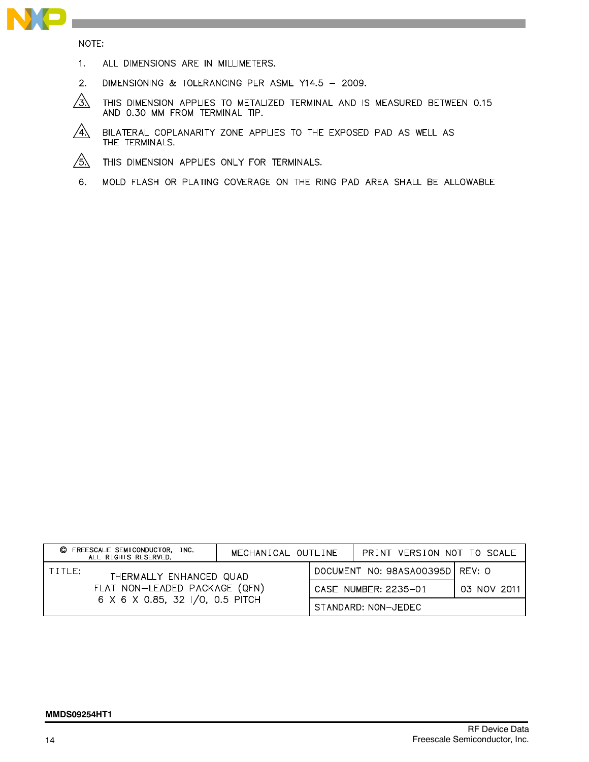NOTE:

1. ALL DIMENSIONS ARE IN MILLIMETERS.
2. DIMENSIONING & TOLERANCING PER ASME Y14.5 – 2009.
3. (△3) THIS DIMENSION APPLIES TO METALIZED TERMINAL AND IS MEASURED BETWEEN 0.15 AND 0.30 MM FROM TERMINAL TIP.
4. (△4) BILATERAL COPLANARITY ZONE APPLIES TO THE EXPOSED PAD AS WELL AS THE TERMINALS.
5. (△5) THIS DIMENSION APPLIES ONLY FOR TERMINALS.
6. MOLD FLASH OR PLATING COVERAGE ON THE RING PAD AREA SHALL BE ALLOWABLE

| © FREESCALE SEMICONDUCTOR, INC. ALL RIGHTS RESERVED. | MECHANICAL OUTLINE | PRINT VERSION NOT TO SCALE | |
|---|---|---|---|
| TITLE: THERMALLY ENHANCED QUAD FLAT NON-LEADED PACKAGE (QFN) 6 X 6 X 0.85, 32 I/O, 0.5 PITCH | | DOCUMENT NO: 98ASA00395D | REV: 0 |
| | | CASE NUMBER: 2235-01 | 03 NOV 2011 |
| | | STANDARD: NON-JEDEC | |

MMDS09254HT1

RF Device Data
Freescale Semiconductor, Inc.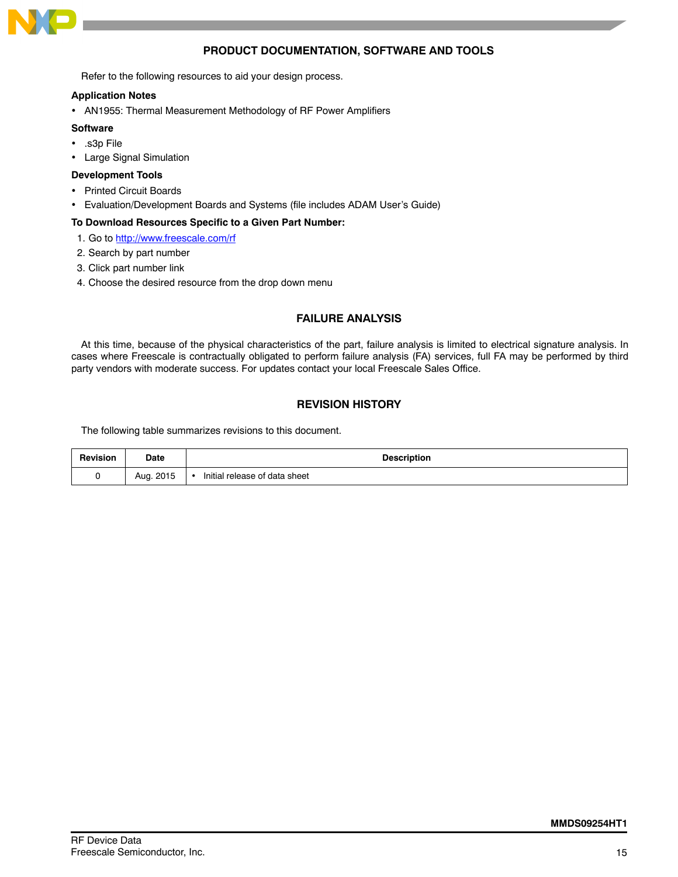## PRODUCT DOCUMENTATION, SOFTWARE AND TOOLS

Refer to the following resources to aid your design process.

**Application Notes**

- AN1955: Thermal Measurement Methodology of RF Power Amplifiers

**Software**

- .s3p File
- Large Signal Simulation

**Development Tools**

- Printed Circuit Boards
- Evaluation/Development Boards and Systems (file includes ADAM User's Guide)

**To Download Resources Specific to a Given Part Number:**

1. Go to http://www.freescale.com/rf
2. Search by part number
3. Click part number link
4. Choose the desired resource from the drop down menu

## FAILURE ANALYSIS

At this time, because of the physical characteristics of the part, failure analysis is limited to electrical signature analysis. In cases where Freescale is contractually obligated to perform failure analysis (FA) services, full FA may be performed by third party vendors with moderate success. For updates contact your local Freescale Sales Office.

## REVISION HISTORY

The following table summarizes revisions to this document.

| Revision | Date | Description |
|---|---|---|
| 0 | Aug. 2015 | • Initial release of data sheet |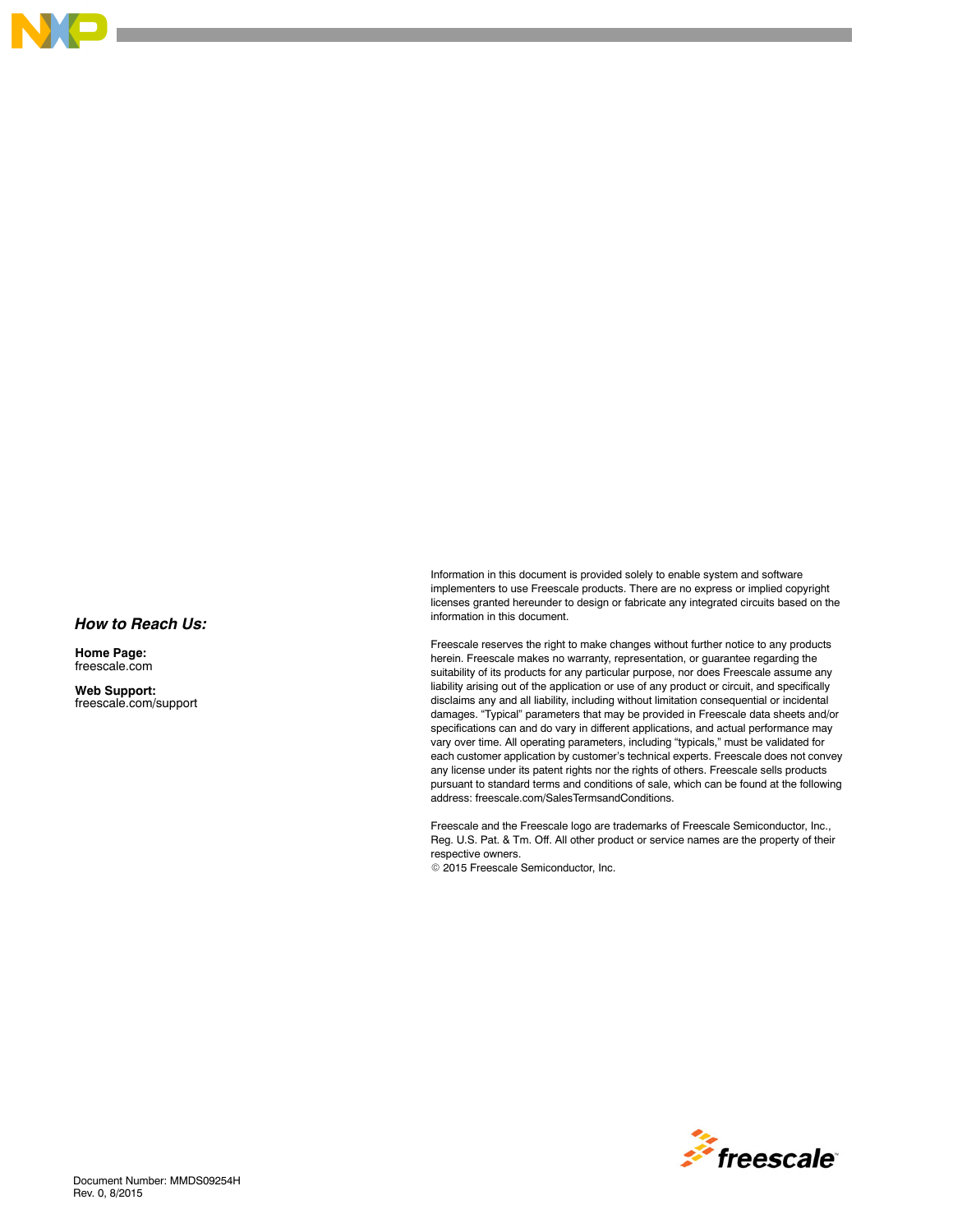***How to Reach Us:***

**Home Page:**
freescale.com

**Web Support:**
freescale.com/support

Information in this document is provided solely to enable system and software implementers to use Freescale products. There are no express or implied copyright licenses granted hereunder to design or fabricate any integrated circuits based on the information in this document.

Freescale reserves the right to make changes without further notice to any products herein. Freescale makes no warranty, representation, or guarantee regarding the suitability of its products for any particular purpose, nor does Freescale assume any liability arising out of the application or use of any product or circuit, and specifically disclaims any and all liability, including without limitation consequential or incidental damages. "Typical" parameters that may be provided in Freescale data sheets and/or specifications can and do vary in different applications, and actual performance may vary over time. All operating parameters, including "typicals," must be validated for each customer application by customer's technical experts. Freescale does not convey any license under its patent rights nor the rights of others. Freescale sells products pursuant to standard terms and conditions of sale, which can be found at the following address: freescale.com/SalesTermsandConditions.

Freescale and the Freescale logo are trademarks of Freescale Semiconductor, Inc., Reg. U.S. Pat. & Tm. Off. All other product or service names are the property of their respective owners.
© 2015 Freescale Semiconductor, Inc.

Document Number: MMDS09254H
Rev. 0, 8/2015